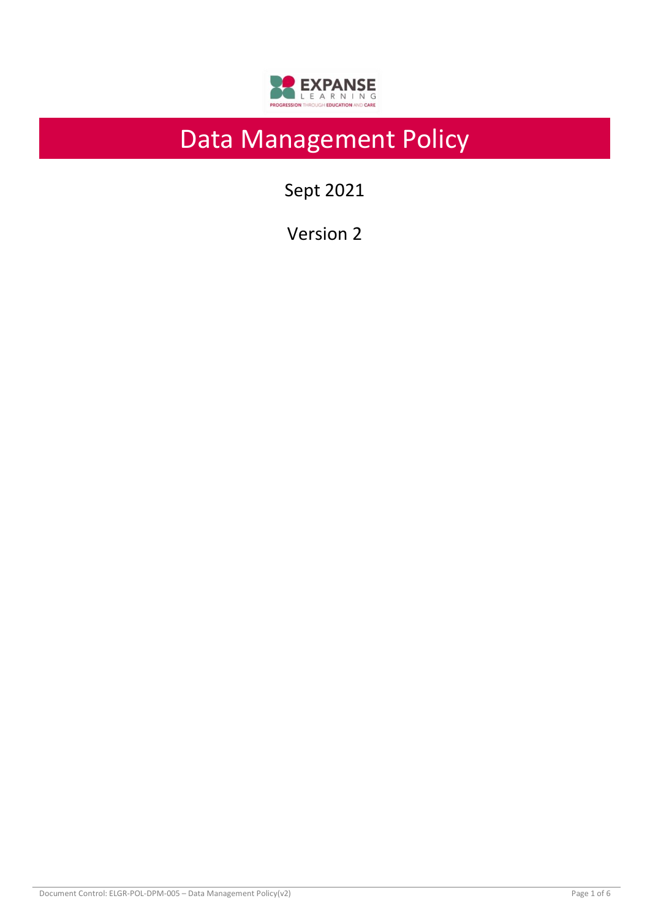# Data Management Policy

Sept 2021

Version 2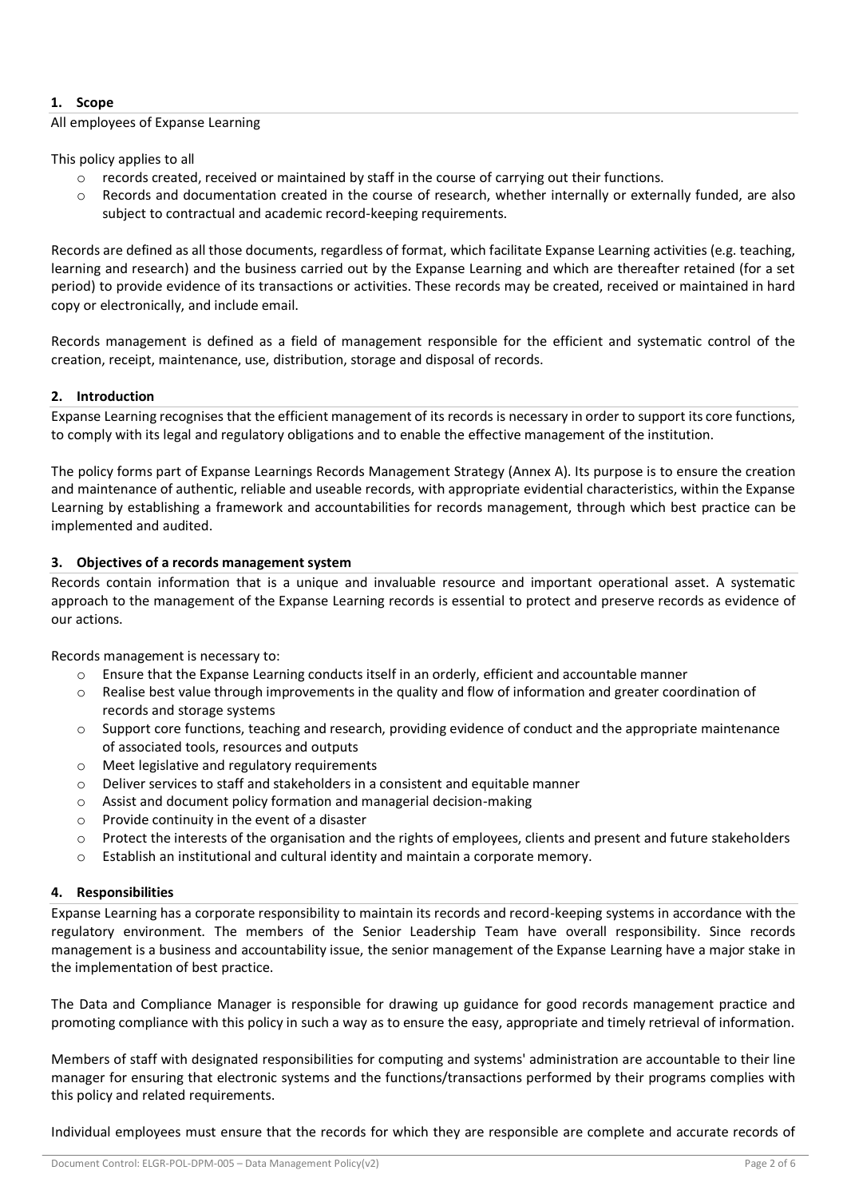## 1. Scope

All employees of Expanse Learning

This policy applies to all

- records created, received or maintained by staff in the course of carrying out their functions.
- Records and documentation created in the course of research, whether internally or externally funded, are also subject to contractual and academic record-keeping requirements.

Records are defined as all those documents, regardless of format, which facilitate Expanse Learning activities (e.g. teaching, learning and research) and the business carried out by the Expanse Learning and which are thereafter retained (for a set period) to provide evidence of its transactions or activities. These records may be created, received or maintained in hard copy or electronically, and include email.

Records management is defined as a field of management responsible for the efficient and systematic control of the creation, receipt, maintenance, use, distribution, storage and disposal of records.

## 2. Introduction

Expanse Learning recognises that the efficient management of its records is necessary in order to support its core functions, to comply with its legal and regulatory obligations and to enable the effective management of the institution.

The policy forms part of Expanse Learnings Records Management Strategy (Annex A). Its purpose is to ensure the creation and maintenance of authentic, reliable and useable records, with appropriate evidential characteristics, within the Expanse Learning by establishing a framework and accountabilities for records management, through which best practice can be implemented and audited.

## 3. Objectives of a records management system

Records contain information that is a unique and invaluable resource and important operational asset. A systematic approach to the management of the Expanse Learning records is essential to protect and preserve records as evidence of our actions.

Records management is necessary to:

- Ensure that the Expanse Learning conducts itself in an orderly, efficient and accountable manner
- Realise best value through improvements in the quality and flow of information and greater coordination of records and storage systems
- Support core functions, teaching and research, providing evidence of conduct and the appropriate maintenance of associated tools, resources and outputs
- Meet legislative and regulatory requirements
- Deliver services to staff and stakeholders in a consistent and equitable manner
- Assist and document policy formation and managerial decision-making
- Provide continuity in the event of a disaster
- Protect the interests of the organisation and the rights of employees, clients and present and future stakeholders
- Establish an institutional and cultural identity and maintain a corporate memory.

## 4. Responsibilities

Expanse Learning has a corporate responsibility to maintain its records and record-keeping systems in accordance with the regulatory environment. The members of the Senior Leadership Team have overall responsibility. Since records management is a business and accountability issue, the senior management of the Expanse Learning have a major stake in the implementation of best practice.

The Data and Compliance Manager is responsible for drawing up guidance for good records management practice and promoting compliance with this policy in such a way as to ensure the easy, appropriate and timely retrieval of information.

Members of staff with designated responsibilities for computing and systems' administration are accountable to their line manager for ensuring that electronic systems and the functions/transactions performed by their programs complies with this policy and related requirements.

Individual employees must ensure that the records for which they are responsible are complete and accurate records of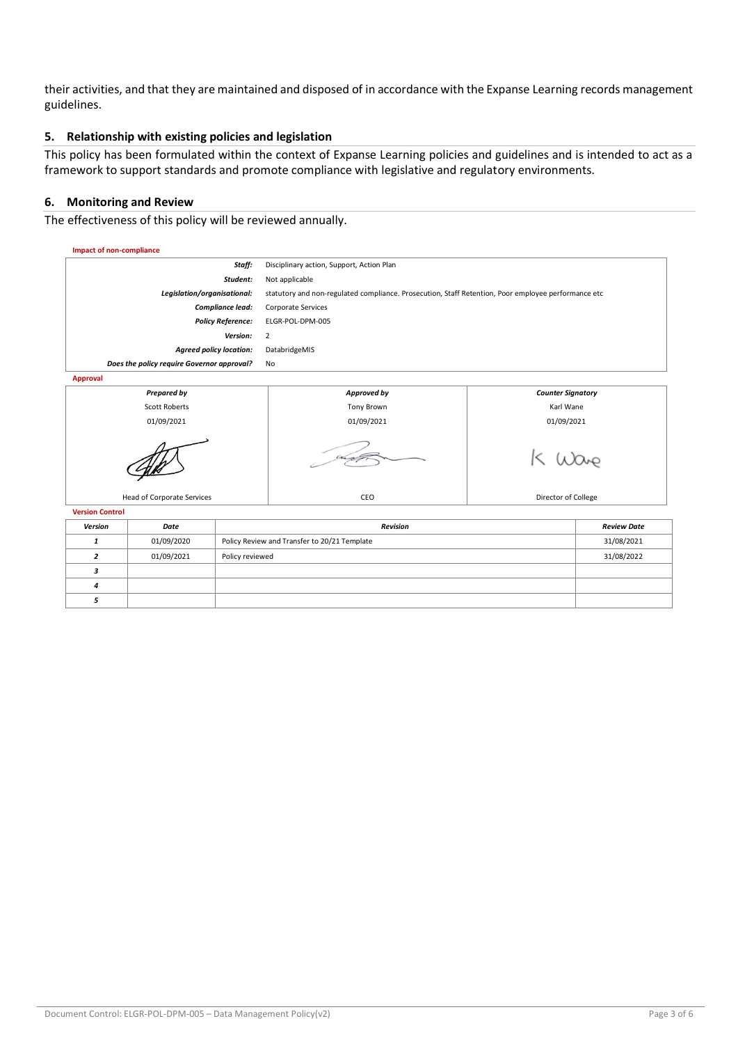their activities, and that they are maintained and disposed of in accordance with the Expanse Learning records management guidelines.

## 5. Relationship with existing policies and legislation

This policy has been formulated within the context of Expanse Learning policies and guidelines and is intended to act as a framework to support standards and promote compliance with legislative and regulatory environments.

## 6. Monitoring and Review

The effectiveness of this policy will be reviewed annually.

**Impact of non-compliance**

| | |
|---|---|
| ***Staff:*** | Disciplinary action, Support, Action Plan |
| ***Student:*** | Not applicable |
| ***Legislation/organisational:*** | statutory and non-regulated compliance. Prosecution, Staff Retention, Poor employee performance etc |
| ***Compliance lead:*** | Corporate Services |
| ***Policy Reference:*** | ELGR-POL-DPM-005 |
| ***Version:*** | 2 |
| ***Agreed policy location:*** | DatabridgeMIS |
| ***Does the policy require Governor approval?*** | No |

**Approval**

| *Prepared by* | *Approved by* | *Counter Signatory* |
|---|---|---|
| Scott Roberts | Tony Brown | Karl Wane |
| 01/09/2021 | 01/09/2021 | 01/09/2021 |
| Head of Corporate Services | CEO | Director of College |

**Version Control**

| *Version* | *Date* | *Revision* | *Review Date* |
|---|---|---|---|
| *1* | 01/09/2020 | Policy Review and Transfer to 20/21 Template | 31/08/2021 |
| *2* | 01/09/2021 | Policy reviewed | 31/08/2022 |
| *3* | | | |
| *4* | | | |
| *5* | | | |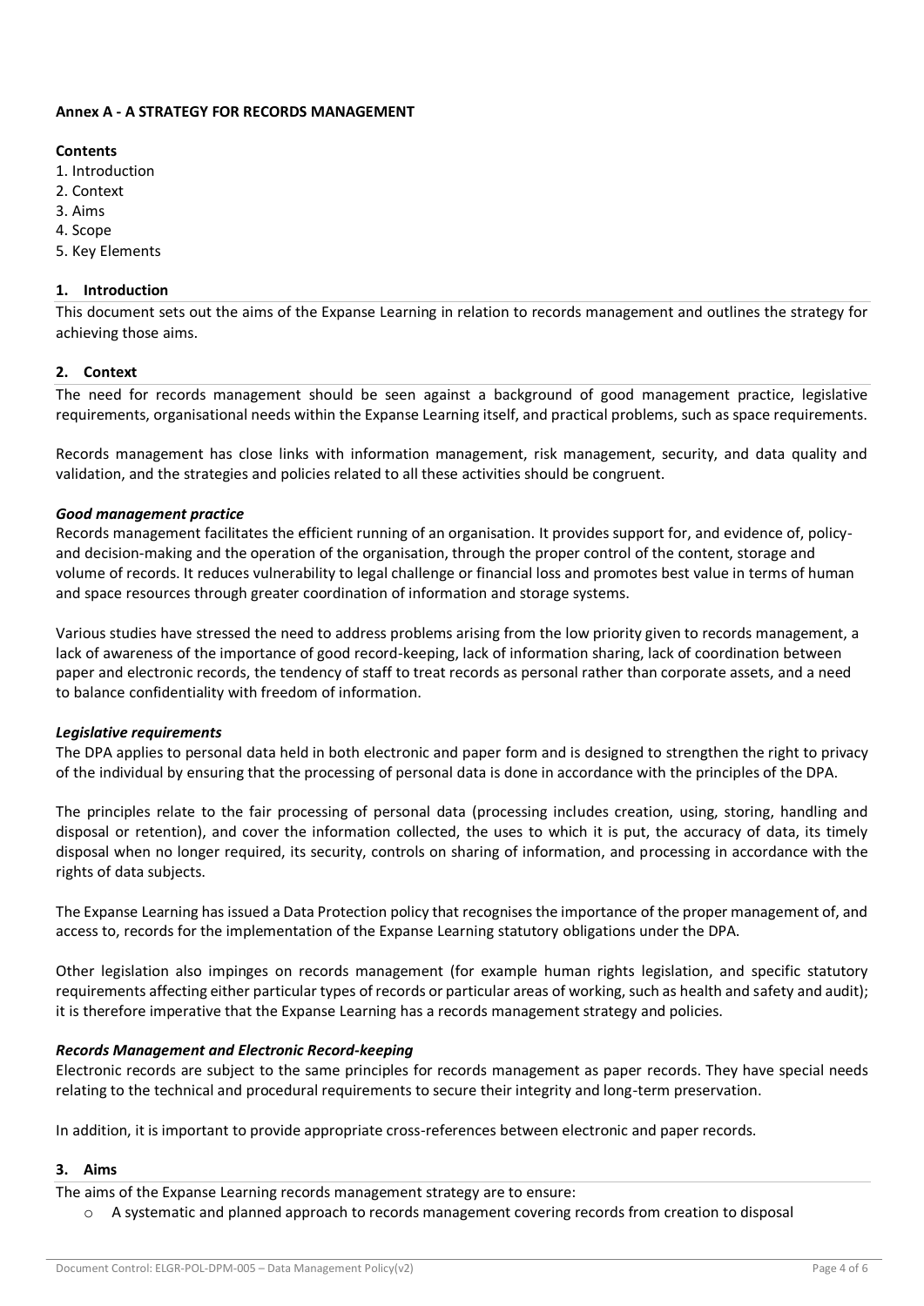**Annex A - A STRATEGY FOR RECORDS MANAGEMENT**

**Contents**

1. Introduction
2. Context
3. Aims
4. Scope
5. Key Elements

## 1. Introduction

This document sets out the aims of the Expanse Learning in relation to records management and outlines the strategy for achieving those aims.

## 2. Context

The need for records management should be seen against a background of good management practice, legislative requirements, organisational needs within the Expanse Learning itself, and practical problems, such as space requirements.

Records management has close links with information management, risk management, security, and data quality and validation, and the strategies and policies related to all these activities should be congruent.

***Good management practice***

Records management facilitates the efficient running of an organisation. It provides support for, and evidence of, policy- and decision-making and the operation of the organisation, through the proper control of the content, storage and volume of records. It reduces vulnerability to legal challenge or financial loss and promotes best value in terms of human and space resources through greater coordination of information and storage systems.

Various studies have stressed the need to address problems arising from the low priority given to records management, a lack of awareness of the importance of good record-keeping, lack of information sharing, lack of coordination between paper and electronic records, the tendency of staff to treat records as personal rather than corporate assets, and a need to balance confidentiality with freedom of information.

***Legislative requirements***

The DPA applies to personal data held in both electronic and paper form and is designed to strengthen the right to privacy of the individual by ensuring that the processing of personal data is done in accordance with the principles of the DPA.

The principles relate to the fair processing of personal data (processing includes creation, using, storing, handling and disposal or retention), and cover the information collected, the uses to which it is put, the accuracy of data, its timely disposal when no longer required, its security, controls on sharing of information, and processing in accordance with the rights of data subjects.

The Expanse Learning has issued a Data Protection policy that recognises the importance of the proper management of, and access to, records for the implementation of the Expanse Learning statutory obligations under the DPA.

Other legislation also impinges on records management (for example human rights legislation, and specific statutory requirements affecting either particular types of records or particular areas of working, such as health and safety and audit); it is therefore imperative that the Expanse Learning has a records management strategy and policies.

***Records Management and Electronic Record-keeping***

Electronic records are subject to the same principles for records management as paper records. They have special needs relating to the technical and procedural requirements to secure their integrity and long-term preservation.

In addition, it is important to provide appropriate cross-references between electronic and paper records.

## 3. Aims

The aims of the Expanse Learning records management strategy are to ensure:

- A systematic and planned approach to records management covering records from creation to disposal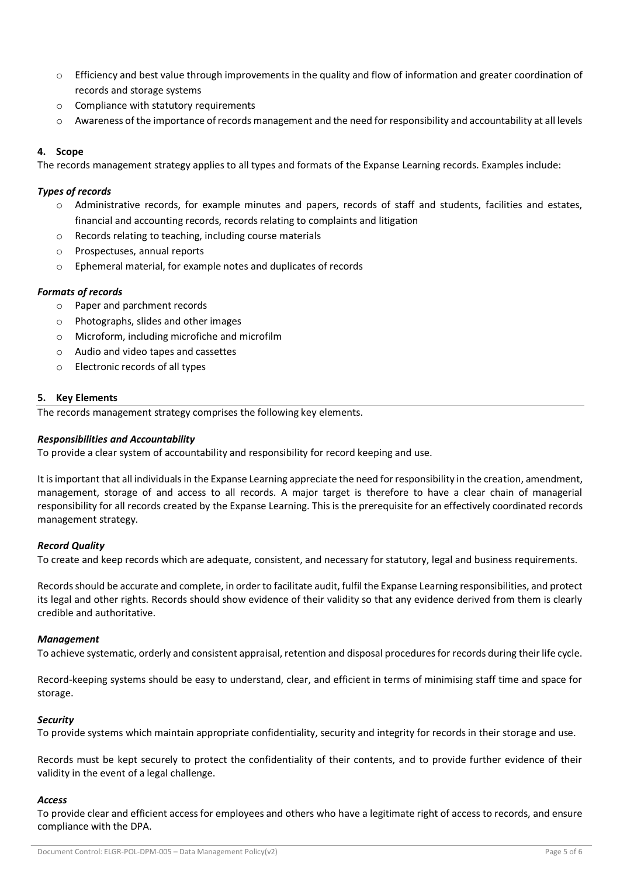- Efficiency and best value through improvements in the quality and flow of information and greater coordination of records and storage systems
- Compliance with statutory requirements
- Awareness of the importance of records management and the need for responsibility and accountability at all levels

**4. Scope**

The records management strategy applies to all types and formats of the Expanse Learning records. Examples include:

***Types of records***

- Administrative records, for example minutes and papers, records of staff and students, facilities and estates, financial and accounting records, records relating to complaints and litigation
- Records relating to teaching, including course materials
- Prospectuses, annual reports
- Ephemeral material, for example notes and duplicates of records

***Formats of records***

- Paper and parchment records
- Photographs, slides and other images
- Microform, including microfiche and microfilm
- Audio and video tapes and cassettes
- Electronic records of all types

**5. Key Elements**

The records management strategy comprises the following key elements.

***Responsibilities and Accountability***

To provide a clear system of accountability and responsibility for record keeping and use.

It is important that all individuals in the Expanse Learning appreciate the need for responsibility in the creation, amendment, management, storage of and access to all records. A major target is therefore to have a clear chain of managerial responsibility for all records created by the Expanse Learning. This is the prerequisite for an effectively coordinated records management strategy.

***Record Quality***

To create and keep records which are adequate, consistent, and necessary for statutory, legal and business requirements.

Records should be accurate and complete, in order to facilitate audit, fulfil the Expanse Learning responsibilities, and protect its legal and other rights. Records should show evidence of their validity so that any evidence derived from them is clearly credible and authoritative.

***Management***

To achieve systematic, orderly and consistent appraisal, retention and disposal procedures for records during their life cycle.

Record-keeping systems should be easy to understand, clear, and efficient in terms of minimising staff time and space for storage.

***Security***

To provide systems which maintain appropriate confidentiality, security and integrity for records in their storage and use.

Records must be kept securely to protect the confidentiality of their contents, and to provide further evidence of their validity in the event of a legal challenge.

***Access***

To provide clear and efficient access for employees and others who have a legitimate right of access to records, and ensure compliance with the DPA.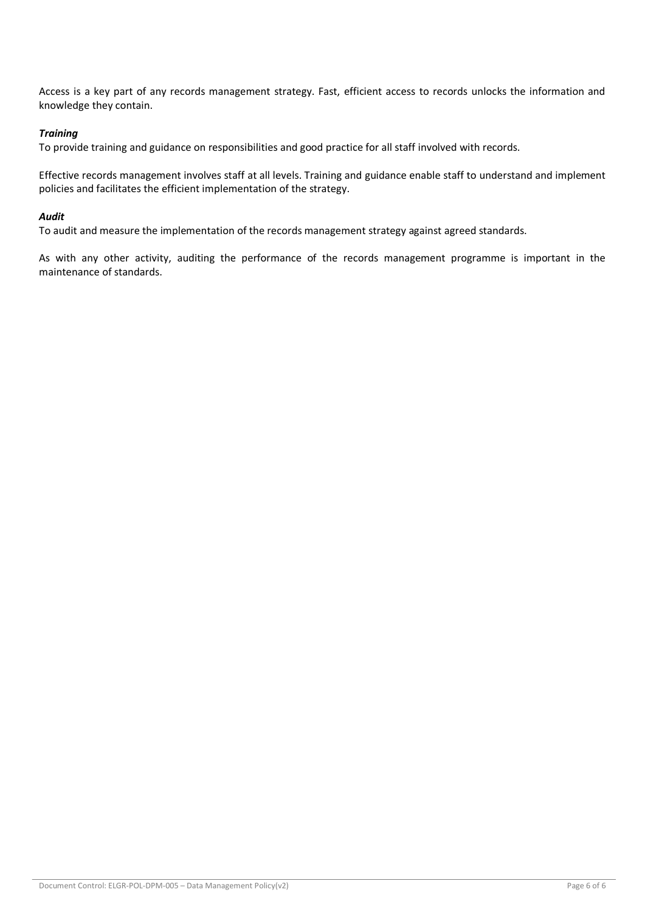Access is a key part of any records management strategy. Fast, efficient access to records unlocks the information and knowledge they contain.

***Training***

To provide training and guidance on responsibilities and good practice for all staff involved with records.

Effective records management involves staff at all levels. Training and guidance enable staff to understand and implement policies and facilitates the efficient implementation of the strategy.

***Audit***

To audit and measure the implementation of the records management strategy against agreed standards.

As with any other activity, auditing the performance of the records management programme is important in the maintenance of standards.